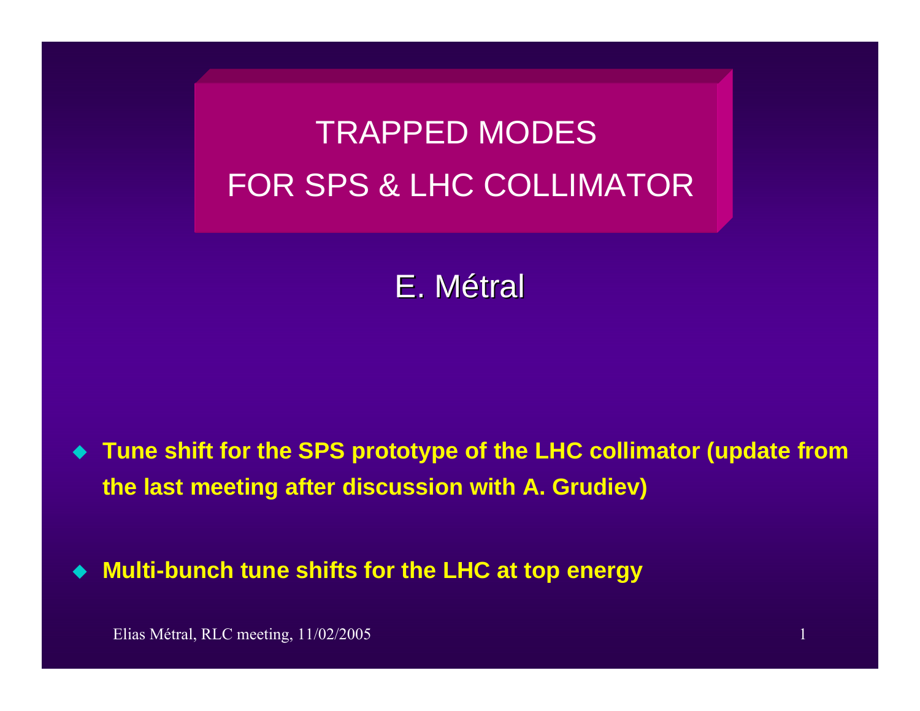# TRAPPED MODES FOR SPS & LHC COLLIMATOR

E. Métral

- **Tune shift for the SPS prototype of the LHC collimator (update from the last meeting after discussion with A. Grudiev)**

- **Multi-bunch tune shifts for the LHC at top energy**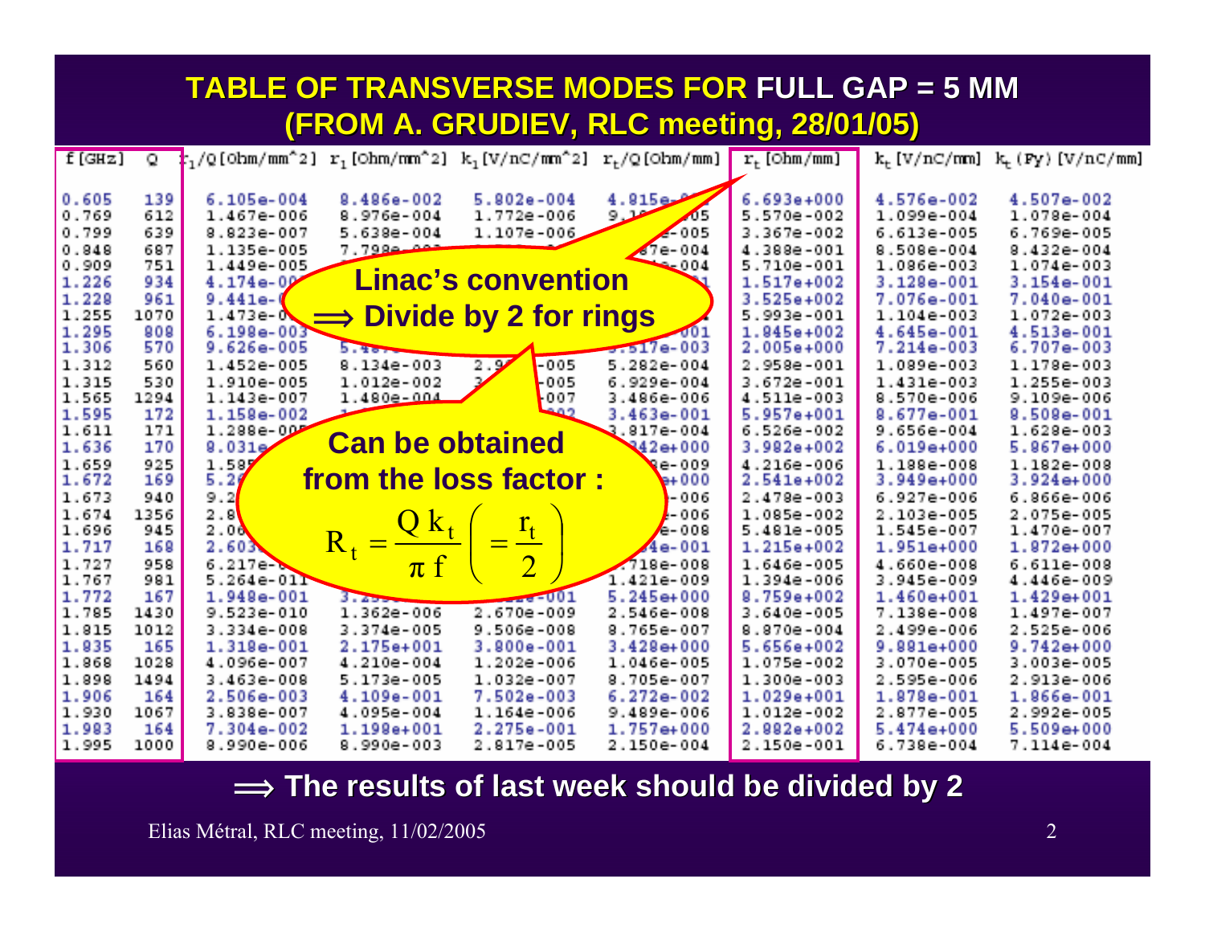# TABLE OF TRANSVERSE MODES FOR FULL GAP = 5 MM
## (FROM A. GRUDIEV, RLC meeting, 28/01/05)

| f [GHz] | Q | r1/Q [Ohm/mm^2] | r1 [Ohm/mm^2] | k1 [V/nC/mm^2] | rt/Q [Ohm/mm] | rt [Ohm/mm] | kt [V/nC/mm] | kt (Fy) [V/nC/mm] |
|---|---|---|---|---|---|---|---|---|
| 0.605 | 139 | 6.105e-004 | 8.486e-002 | 5.802e-004 | 4.815e-0 | 6.693e+000 | 4.576e-002 | 4.507e-002 |
| 0.769 | 612 | 1.467e-006 | 8.976e-004 | 1.772e-006 | 9.1…e-005 | 5.570e-002 | 1.099e-004 | 1.078e-004 |
| 0.799 | 639 | 8.823e-007 | 5.638e-004 | 1.107e-006 | …e-005 | 3.367e-002 | 6.613e-005 | 6.769e-005 |
| 0.848 | 687 | 1.135e-005 | 7.798e-003 | | …7e-004 | 4.388e-001 | 8.508e-004 | 8.432e-004 |
| 0.909 | 751 | 1.449e-005 | | | …e-004 | 5.710e-001 | 1.086e-003 | 1.074e-003 |
| 1.226 | 934 | 4.174e-00… | | | | 1.517e+002 | 3.128e-001 | 3.154e-001 |
| 1.228 | 961 | 9.441e-0… | | | | 3.525e+002 | 7.076e-001 | 7.040e-001 |
| 1.255 | 1070 | 1.473e-0… | | | | 5.993e-001 | 1.104e-003 | 1.072e-003 |
| 1.295 | 808 | 6.198e-003 | | | …001 | 1.845e+002 | 4.645e-001 | 4.513e-001 |
| 1.306 | 570 | 9.626e-005 | 5.4… | | …517e-003 | 2.005e+000 | 7.214e-003 | 6.707e-003 |
| 1.312 | 560 | 1.452e-005 | 8.134e-003 | 2.9…-005 | 5.282e-004 | 2.958e-001 | 1.089e-003 | 1.178e-003 |
| 1.315 | 530 | 1.910e-005 | 1.012e-002 | 3…-005 | 6.929e-004 | 3.672e-001 | 1.431e-003 | 1.255e-003 |
| 1.565 | 1294 | 1.143e-007 | 1.480e-004 | …-007 | 3.486e-006 | 4.511e-003 | 8.570e-006 | 9.109e-006 |
| 1.595 | 172 | 1.158e-002 | | …002 | 3.463e-001 | 5.957e+001 | 8.677e-001 | 8.508e-001 |
| 1.611 | 171 | 1.288e-00… | | | …817e-004 | 6.526e-002 | 9.656e-004 | 1.628e-003 |
| 1.636 | 170 | 8.031e… | | | …42e+000 | 3.982e+002 | 6.019e+000 | 5.867e+000 |
| 1.659 | 925 | 1.58… | | | …e-009 | 4.216e-006 | 1.188e-008 | 1.182e-008 |
| 1.672 | 169 | 5.2… | | | …+000 | 2.541e+002 | 3.949e+000 | 3.924e+000 |
| 1.673 | 940 | 9.2… | | | …-006 | 2.478e-003 | 6.927e-006 | 6.866e-006 |
| 1.674 | 1356 | 2.8… | | | …-006 | 1.085e-002 | 2.103e-005 | 2.075e-005 |
| 1.696 | 945 | 2.06… | | | …e-008 | 5.481e-005 | 1.545e-007 | 1.470e-007 |
| 1.717 | 168 | 2.603… | | | …4e-001 | 1.215e+002 | 1.951e+000 | 1.872e+000 |
| 1.727 | 958 | 6.217e-… | | | …718e-008 | 1.646e-005 | 4.660e-008 | 6.611e-008 |
| 1.767 | 981 | 5.264e-011 | | | 1.421e-009 | 1.394e-006 | 3.945e-009 | 4.446e-009 |
| 1.772 | 167 | 1.948e-001 | 3.2… | …e-001 | 5.245e+000 | 8.759e+002 | 1.460e+001 | 1.429e+001 |
| 1.785 | 1430 | 9.523e-010 | 1.362e-006 | 2.670e-009 | 2.546e-008 | 3.640e-005 | 7.138e-008 | 1.497e-007 |
| 1.815 | 1012 | 3.334e-008 | 3.374e-005 | 9.506e-008 | 8.765e-007 | 8.870e-004 | 2.499e-006 | 2.525e-006 |
| 1.835 | 165 | 1.318e-001 | 2.175e+001 | 3.800e-001 | 3.428e+000 | 5.656e+002 | 9.881e+000 | 9.742e+000 |
| 1.868 | 1028 | 4.096e-007 | 4.210e-004 | 1.202e-006 | 1.046e-005 | 1.075e-002 | 3.070e-005 | 3.003e-005 |
| 1.898 | 1494 | 3.463e-008 | 5.173e-005 | 1.032e-007 | 8.705e-007 | 1.300e-003 | 2.595e-006 | 2.913e-006 |
| 1.906 | 164 | 2.506e-003 | 4.109e-001 | 7.502e-003 | 6.272e-002 | 1.029e+001 | 1.878e-001 | 1.866e-001 |
| 1.930 | 1067 | 3.838e-007 | 4.095e-004 | 1.164e-006 | 9.489e-006 | 1.012e-002 | 2.877e-005 | 2.992e-005 |
| 1.983 | 164 | 7.304e-002 | 1.198e+001 | 2.275e-001 | 1.757e+000 | 2.882e+002 | 5.474e+000 | 5.509e+000 |
| 1.995 | 1000 | 8.990e-006 | 8.990e-003 | 2.817e-005 | 2.150e-004 | 2.150e-001 | 6.738e-004 | 7.114e-004 |

**Linac's convention**
**⟹ Divide by 2 for rings**

**Can be obtained from the loss factor :**

$$R_t = \frac{Q\,k_t}{\pi f}\left(= \frac{r_t}{2}\right)$$

**⟹ The results of last week should be divided by 2**

Elias Métral, RLC meeting, 11/02/2005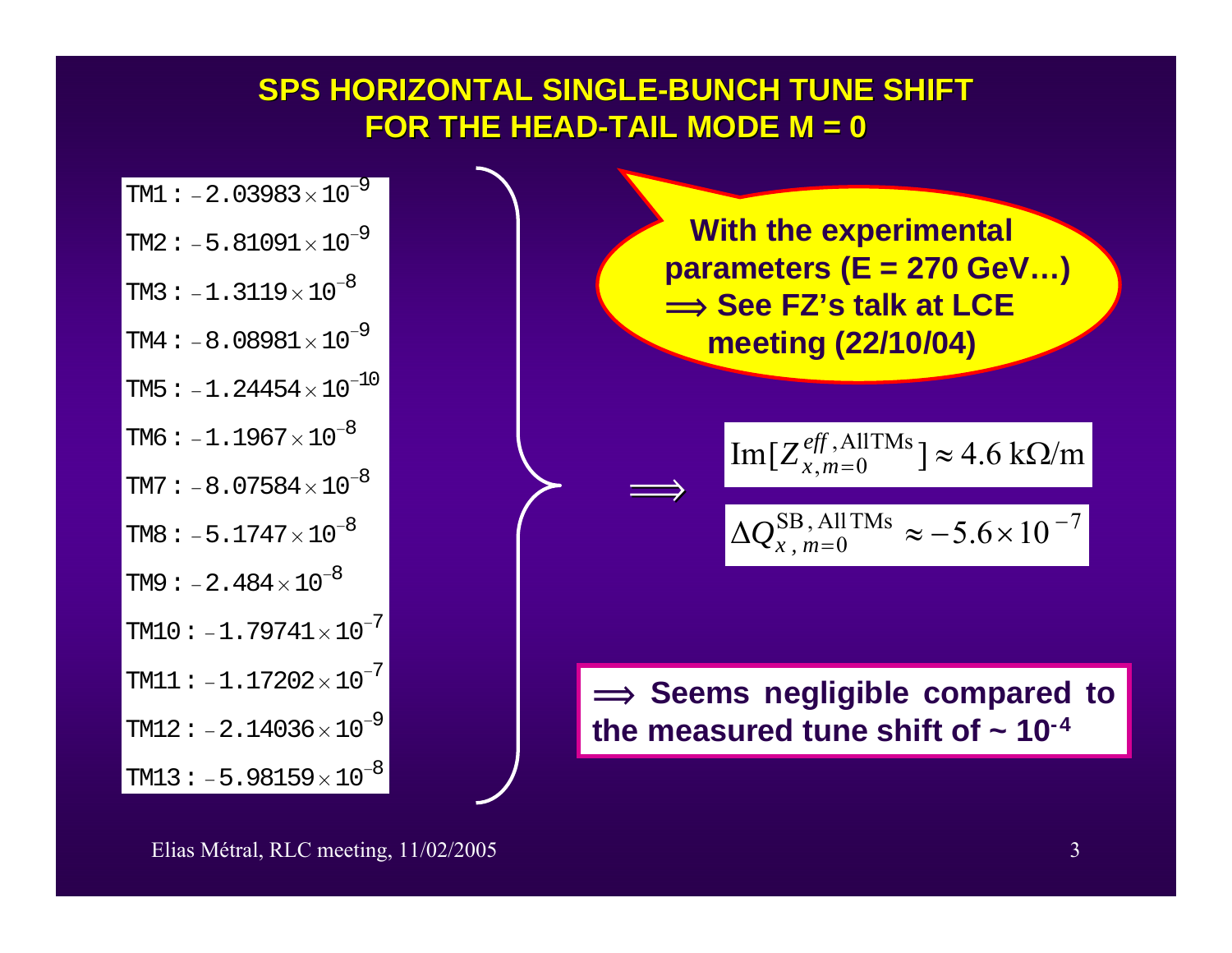# SPS HORIZONTAL SINGLE-BUNCH TUNE SHIFT FOR THE HEAD-TAIL MODE M = 0

TM1 : $-2.03983 \times 10^{-9}$

TM2 : $-5.81091 \times 10^{-9}$

TM3 : $-1.3119 \times 10^{-8}$

TM4 : $-8.08981 \times 10^{-9}$

TM5 : $-1.24454 \times 10^{-10}$

TM6 : $-1.1967 \times 10^{-8}$

TM7 : $-8.07584 \times 10^{-8}$

TM8 : $-5.1747 \times 10^{-8}$

TM9 : $-2.484 \times 10^{-8}$

TM10 : $-1.79741 \times 10^{-7}$

TM11 : $-1.17202 \times 10^{-7}$

TM12 : $-2.14036 \times 10^{-9}$

TM13 : $-5.98159 \times 10^{-8}$

**With the experimental parameters (E = 270 GeV…) ⟹ See FZ's talk at LCE meeting (22/10/04)**

$$\Longrightarrow \quad \mathrm{Im}[Z_{x,m=0}^{eff,\,\mathrm{AllTMs}}] \approx 4.6 \ \mathrm{k\Omega/m}$$

$$\Delta Q_{x,\,m=0}^{\mathrm{SB,\,All\,TMs}} \approx -5.6 \times 10^{-7}$$

**⟹ Seems negligible compared to the measured tune shift of ~ $10^{-4}$**

Elias Métral, RLC meeting, 11/02/2005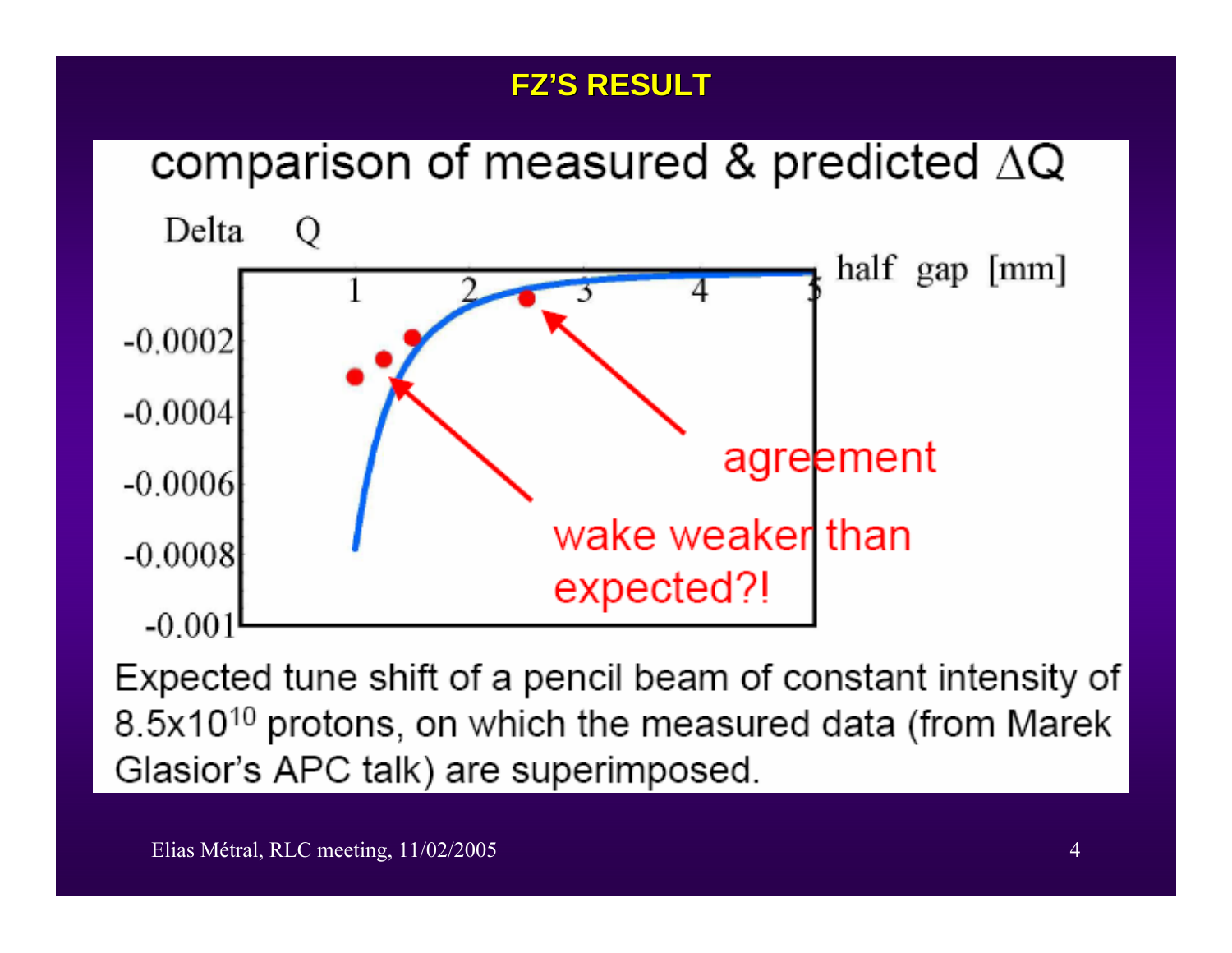# FZ'S RESULT

## comparison of measured & predicted $\Delta Q$

Delta Q

half gap [mm]

agreement

wake weaker than expected?!

Expected tune shift of a pencil beam of constant intensity of $8.5\times10^{10}$ protons, on which the measured data (from Marek Glasior's APC talk) are superimposed.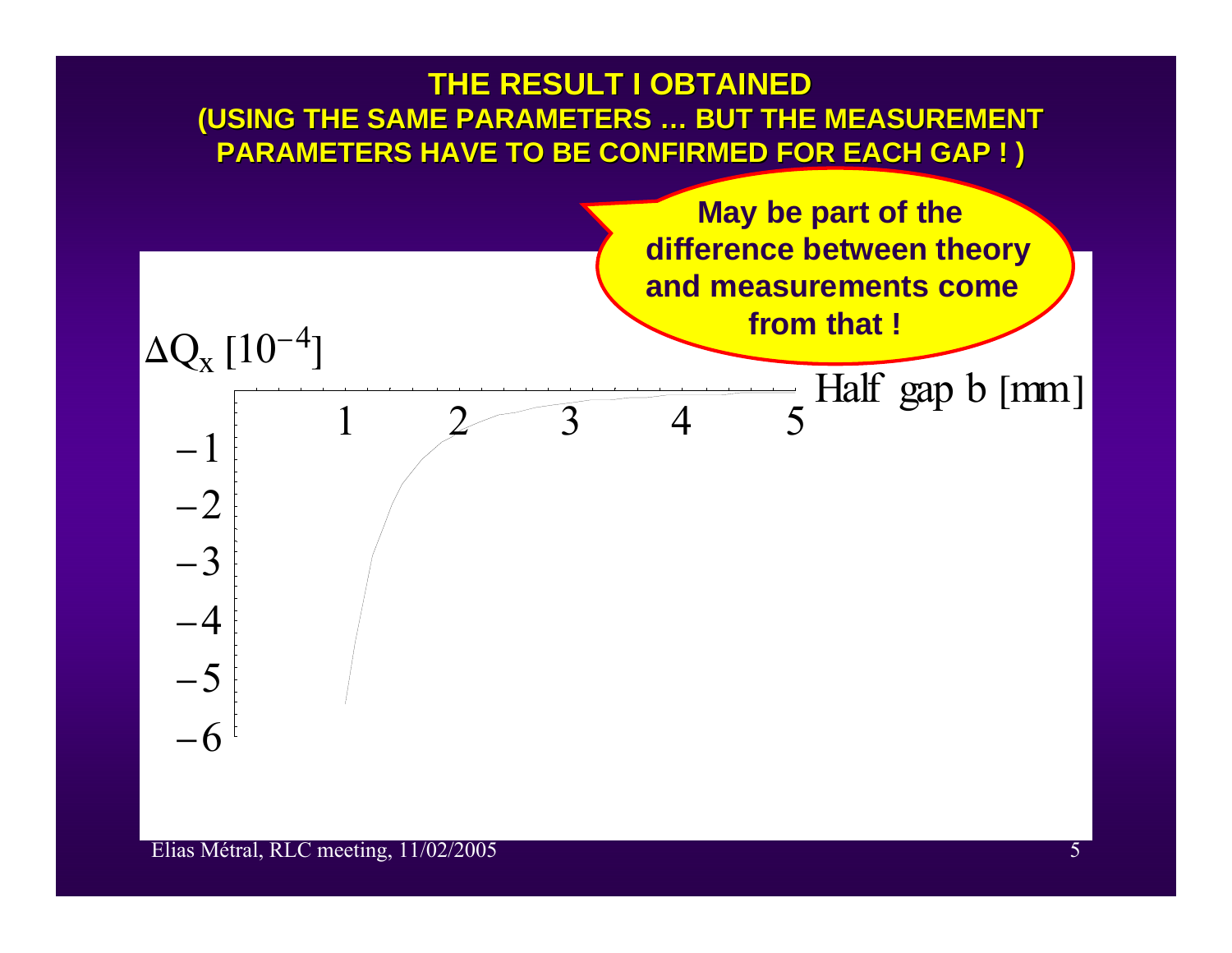# THE RESULT I OBTAINED

## (USING THE SAME PARAMETERS … BUT THE MEASUREMENT PARAMETERS HAVE TO BE CONFIRMED FOR EACH GAP ! )

**May be part of the difference between theory and measurements come from that !**

$\Delta Q_x \; [10^{-4}]$

Half gap b [mm]

1 2 3 4 5

−1 −2 −3 −4 −5 −6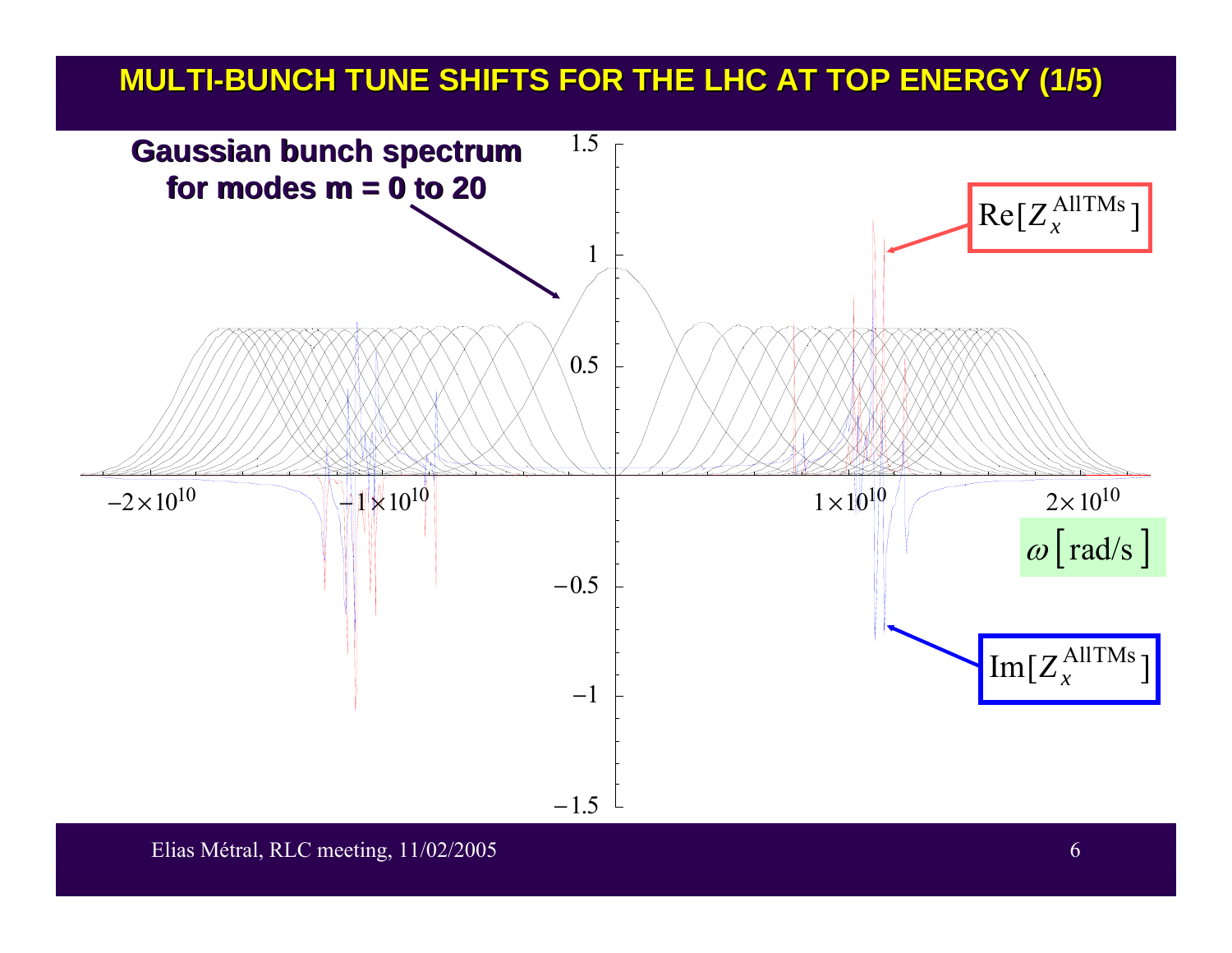# MULTI-BUNCH TUNE SHIFTS FOR THE LHC AT TOP ENERGY (1/5)

**Gaussian bunch spectrum for modes m = 0 to 20**

$\mathrm{Re}[Z_x^{\mathrm{AllTMs}}]$

$\mathrm{Im}[Z_x^{\mathrm{AllTMs}}]$

$\omega\,[\mathrm{rad/s}]$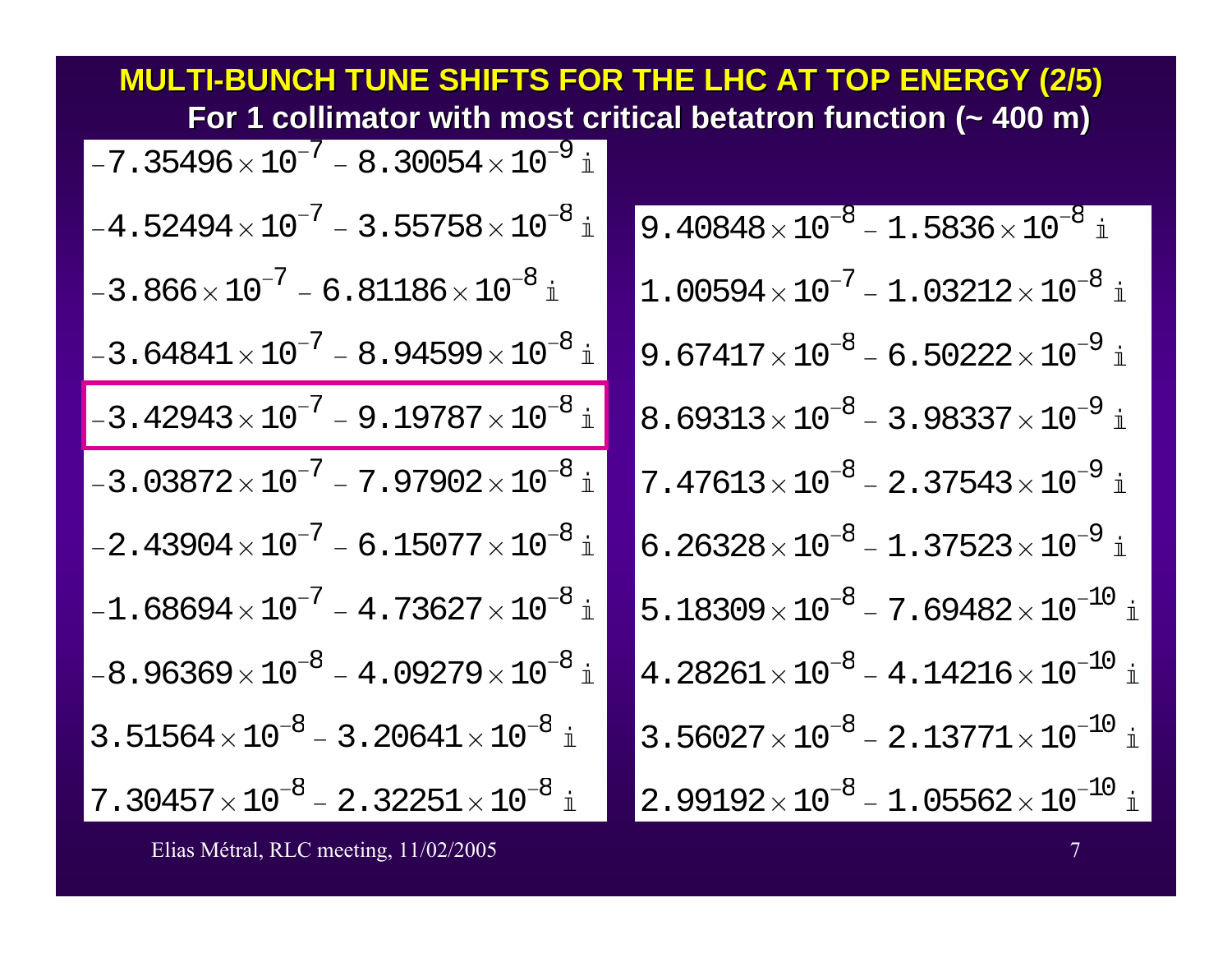# MULTI-BUNCH TUNE SHIFTS FOR THE LHC AT TOP ENERGY (2/5)

**For 1 collimator with most critical betatron function (~ 400 m)**

$$-7.35496\times10^{-7}-8.30054\times10^{-9}\,i$$

$$-4.52494\times10^{-7}-3.55758\times10^{-8}\,i$$

$$-3.866\times10^{-7}-6.81186\times10^{-8}\,i$$

$$-3.64841\times10^{-7}-8.94599\times10^{-8}\,i$$

$$-3.42943\times10^{-7}-9.19787\times10^{-8}\,i$$

$$-3.03872\times10^{-7}-7.97902\times10^{-8}\,i$$

$$-2.43904\times10^{-7}-6.15077\times10^{-8}\,i$$

$$-1.68694\times10^{-7}-4.73627\times10^{-8}\,i$$

$$-8.96369\times10^{-8}-4.09279\times10^{-8}\,i$$

$$3.51564\times10^{-8}-3.20641\times10^{-8}\,i$$

$$7.30457\times10^{-8}-2.32251\times10^{-8}\,i$$

$$9.40848\times10^{-8}-1.5836\times10^{-8}\,i$$

$$1.00594\times10^{-7}-1.03212\times10^{-8}\,i$$

$$9.67417\times10^{-8}-6.50222\times10^{-9}\,i$$

$$8.69313\times10^{-8}-3.98337\times10^{-9}\,i$$

$$7.47613\times10^{-8}-2.37543\times10^{-9}\,i$$

$$6.26328\times10^{-8}-1.37523\times10^{-9}\,i$$

$$5.18309\times10^{-8}-7.69482\times10^{-10}\,i$$

$$4.28261\times10^{-8}-4.14216\times10^{-10}\,i$$

$$3.56027\times10^{-8}-2.13771\times10^{-10}\,i$$

$$2.99192\times10^{-8}-1.05562\times10^{-10}\,i$$

Elias Métral, RLC meeting, 11/02/2005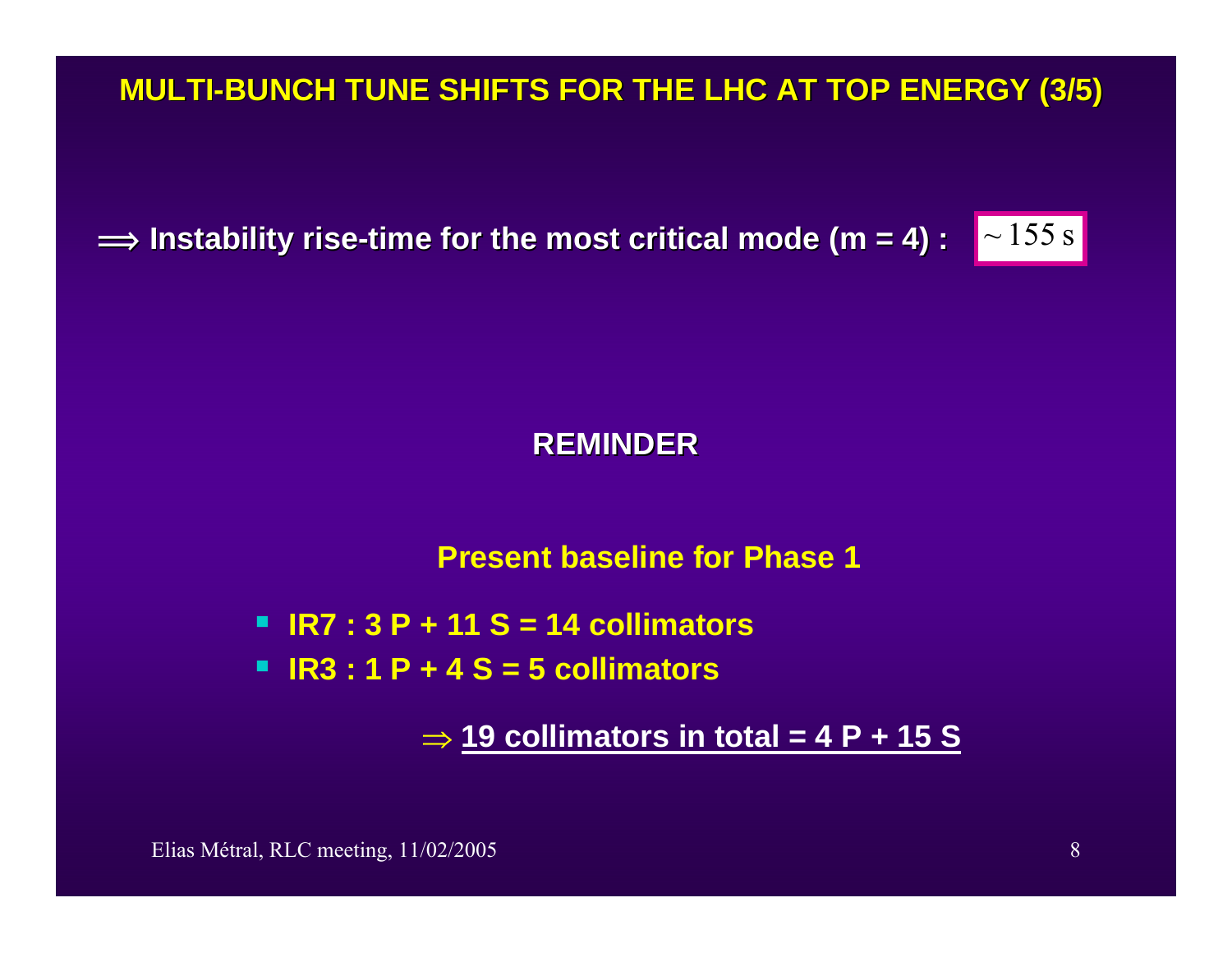# MULTI-BUNCH TUNE SHIFTS FOR THE LHC AT TOP ENERGY (3/5)

$\Longrightarrow$ **Instability rise-time for the most critical mode (m = 4) :** $\sim 155 \text{ s}$

## REMINDER

**Present baseline for Phase 1**

- **IR7 : 3 P + 11 S = 14 collimators**
- **IR3 : 1 P + 4 S = 5 collimators**

$\Rightarrow$ **19 collimators in total = 4 P + 15 S**

Elias Métral, RLC meeting, 11/02/2005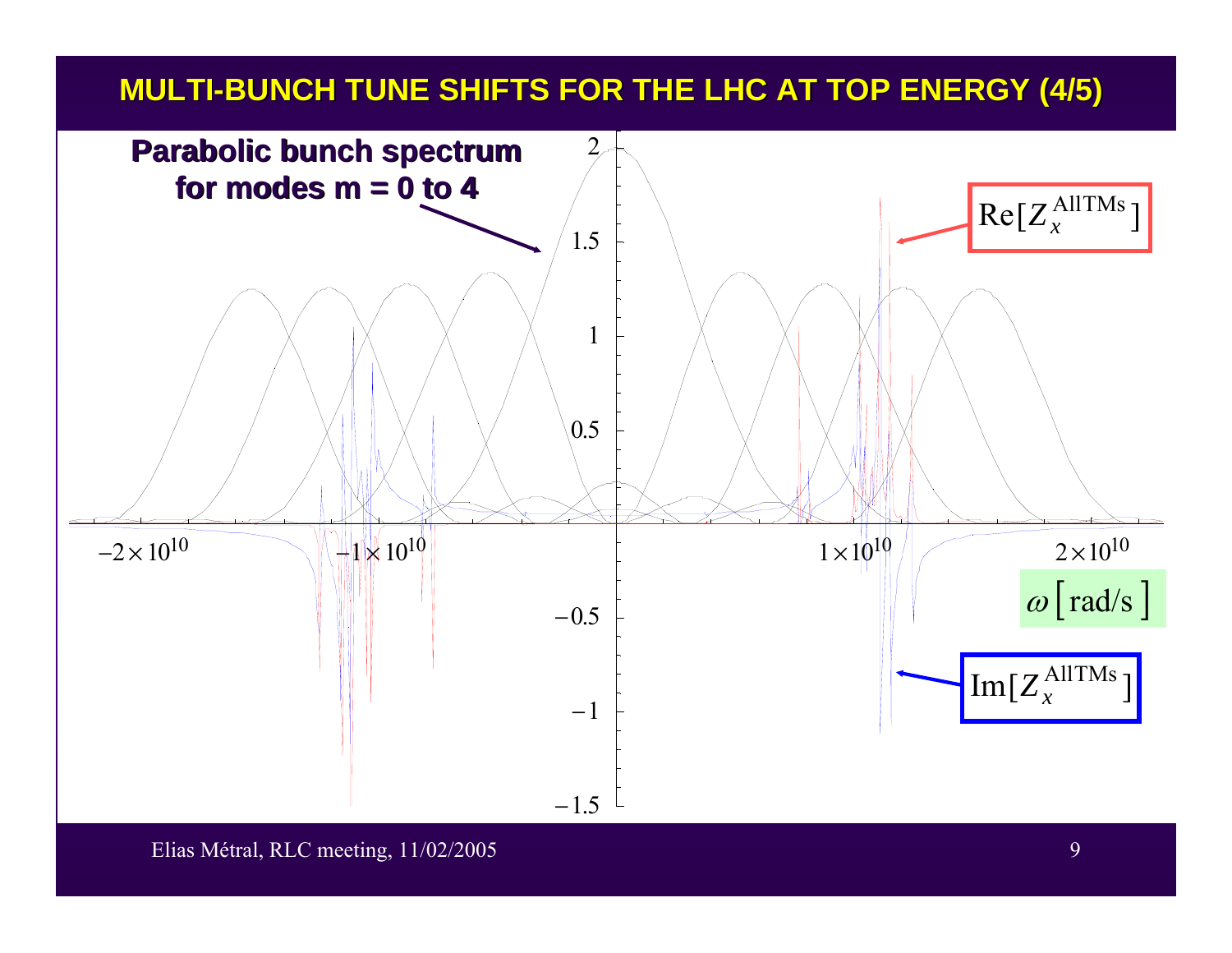# MULTI-BUNCH TUNE SHIFTS FOR THE LHC AT TOP ENERGY (4/5)

**Parabolic bunch spectrum for modes m = 0 to 4**

$\mathrm{Re}[Z_x^{\mathrm{AllTMs}}]$

$\mathrm{Im}[Z_x^{\mathrm{AllTMs}}]$

$\omega\,[\mathrm{rad/s}]$

Elias Métral, RLC meeting, 11/02/2005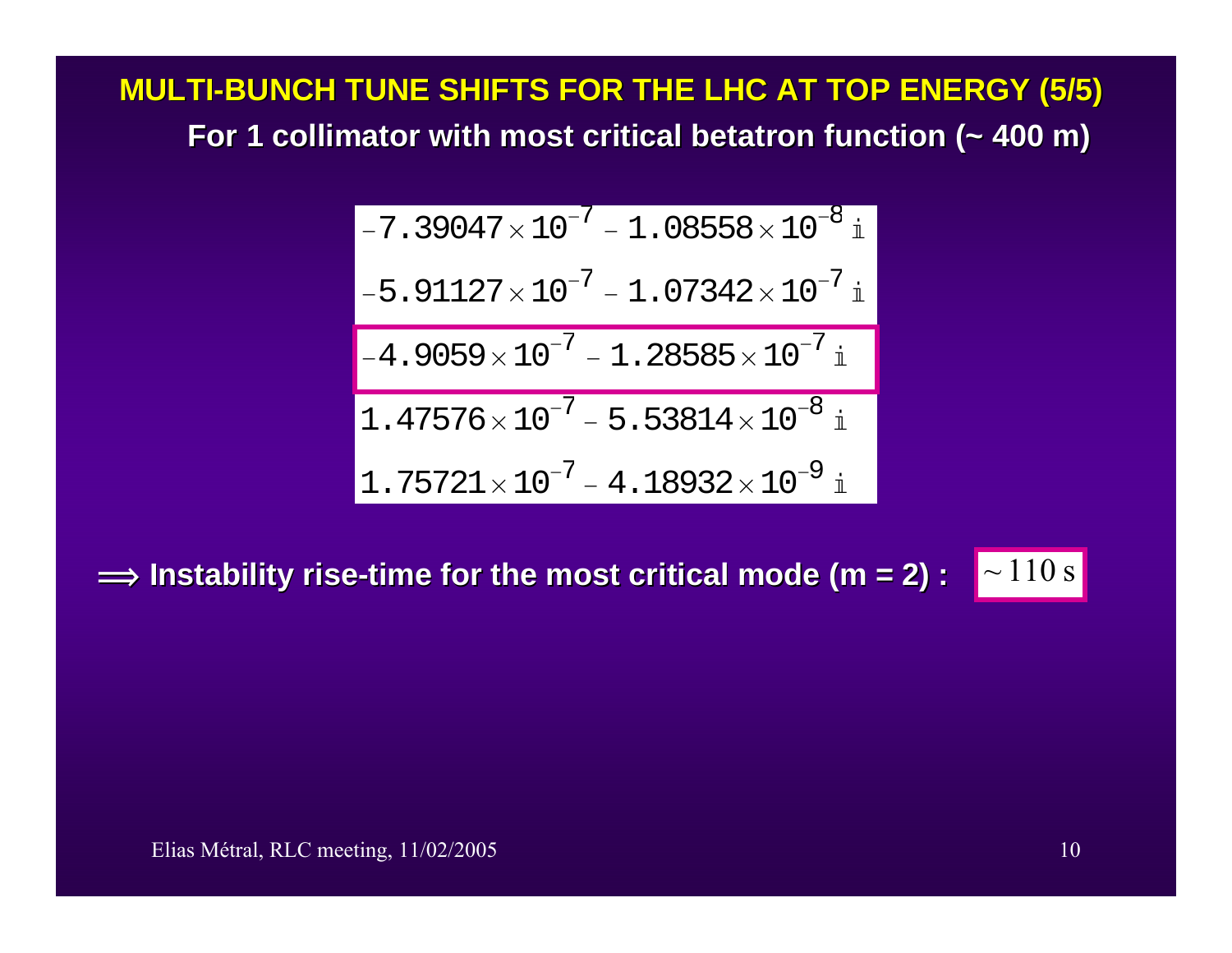# MULTI-BUNCH TUNE SHIFTS FOR THE LHC AT TOP ENERGY (5/5)

**For 1 collimator with most critical betatron function (~ 400 m)**

$$-7.39047 \times 10^{-7} - 1.08558 \times 10^{-8}\, i$$

$$-5.91127 \times 10^{-7} - 1.07342 \times 10^{-7}\, i$$

$$-4.9059 \times 10^{-7} - 1.28585 \times 10^{-7}\, i$$

$$1.47576 \times 10^{-7} - 5.53814 \times 10^{-8}\, i$$

$$1.75721 \times 10^{-7} - 4.18932 \times 10^{-9}\, i$$

$\Longrightarrow$ **Instability rise-time for the most critical mode (m = 2) :** $\sim 110\ \mathrm{s}$

Elias Métral, RLC meeting, 11/02/2005